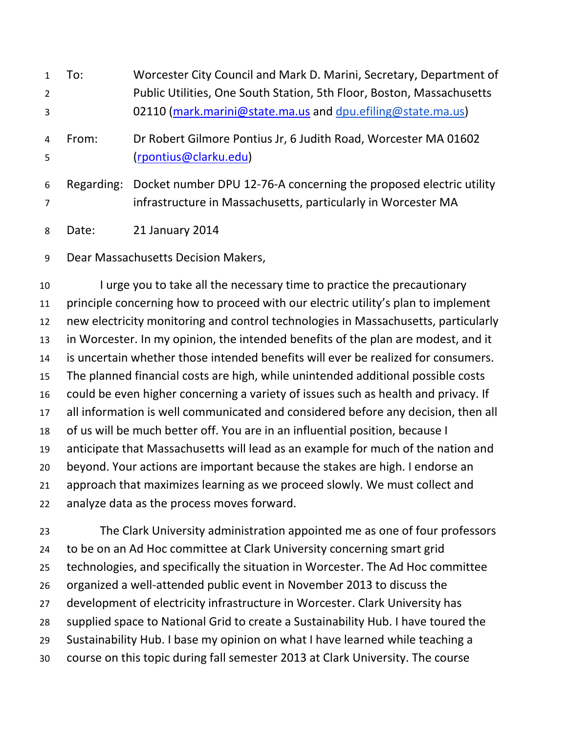To: Worcester City Council and Mark D. Marini, Secretary, Department of Public Utilities, One South Station, 5th Floor, Boston, Massachusetts 02110 (mark.marini@state.ma.us and dpu.efiling@state.ma.us)

From: Dr Robert Gilmore Pontius Jr, 6 Judith Road, Worcester MA 01602 (rpontius@clarku.edu)

Regarding: Docket number DPU 12-76-A concerning the proposed electric utility infrastructure in Massachusetts, particularly in Worcester MA

Date: 21 January 2014

Dear Massachusetts Decision Makers,

I urge you to take all the necessary time to practice the precautionary principle concerning how to proceed with our electric utility's plan to implement new electricity monitoring and control technologies in Massachusetts, particularly in Worcester. In my opinion, the intended benefits of the plan are modest, and it is uncertain whether those intended benefits will ever be realized for consumers. The planned financial costs are high, while unintended additional possible costs could be even higher concerning a variety of issues such as health and privacy. If all information is well communicated and considered before any decision, then all of us will be much better off. You are in an influential position, because I anticipate that Massachusetts will lead as an example for much of the nation and beyond. Your actions are important because the stakes are high. I endorse an approach that maximizes learning as we proceed slowly. We must collect and analyze data as the process moves forward.

The Clark University administration appointed me as one of four professors to be on an Ad Hoc committee at Clark University concerning smart grid technologies, and specifically the situation in Worcester. The Ad Hoc committee organized a well-attended public event in November 2013 to discuss the development of electricity infrastructure in Worcester. Clark University has supplied space to National Grid to create a Sustainability Hub. I have toured the Sustainability Hub. I base my opinion on what I have learned while teaching a course on this topic during fall semester 2013 at Clark University. The course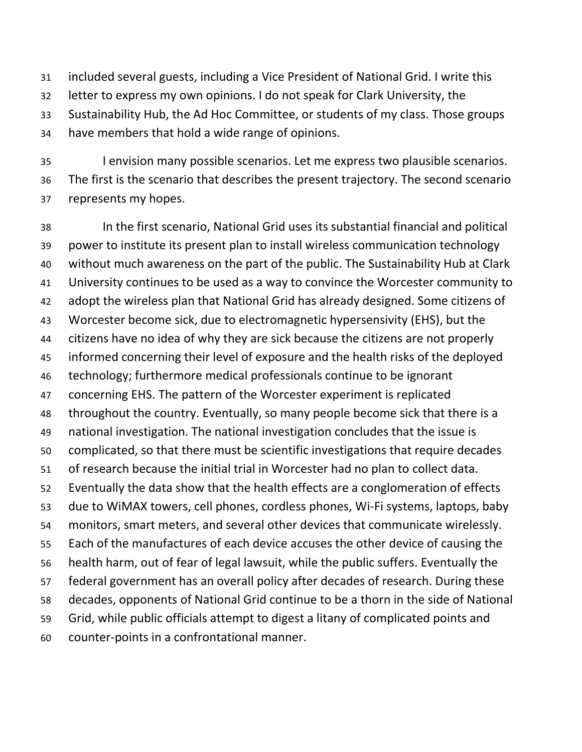included several guests, including a Vice President of National Grid. I write this letter to express my own opinions. I do not speak for Clark University, the Sustainability Hub, the Ad Hoc Committee, or students of my class. Those groups have members that hold a wide range of opinions.

I envision many possible scenarios. Let me express two plausible scenarios. The first is the scenario that describes the present trajectory. The second scenario represents my hopes.

In the first scenario, National Grid uses its substantial financial and political power to institute its present plan to install wireless communication technology without much awareness on the part of the public. The Sustainability Hub at Clark University continues to be used as a way to convince the Worcester community to adopt the wireless plan that National Grid has already designed. Some citizens of Worcester become sick, due to electromagnetic hypersensivity (EHS), but the citizens have no idea of why they are sick because the citizens are not properly informed concerning their level of exposure and the health risks of the deployed technology; furthermore medical professionals continue to be ignorant concerning EHS. The pattern of the Worcester experiment is replicated throughout the country. Eventually, so many people become sick that there is a national investigation. The national investigation concludes that the issue is complicated, so that there must be scientific investigations that require decades of research because the initial trial in Worcester had no plan to collect data. Eventually the data show that the health effects are a conglomeration of effects due to WiMAX towers, cell phones, cordless phones, Wi-Fi systems, laptops, baby monitors, smart meters, and several other devices that communicate wirelessly. Each of the manufactures of each device accuses the other device of causing the health harm, out of fear of legal lawsuit, while the public suffers. Eventually the federal government has an overall policy after decades of research. During these decades, opponents of National Grid continue to be a thorn in the side of National Grid, while public officials attempt to digest a litany of complicated points and counter-points in a confrontational manner.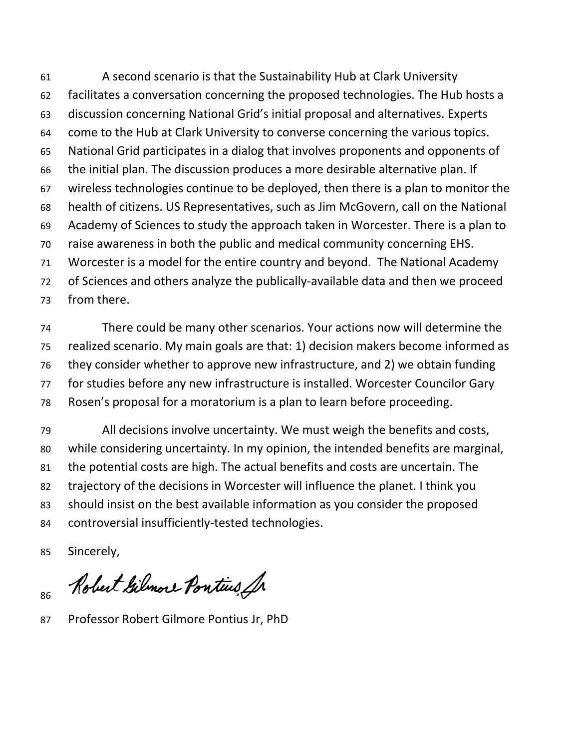A second scenario is that the Sustainability Hub at Clark University facilitates a conversation concerning the proposed technologies. The Hub hosts a discussion concerning National Grid's initial proposal and alternatives. Experts come to the Hub at Clark University to converse concerning the various topics. National Grid participates in a dialog that involves proponents and opponents of the initial plan. The discussion produces a more desirable alternative plan. If wireless technologies continue to be deployed, then there is a plan to monitor the health of citizens. US Representatives, such as Jim McGovern, call on the National Academy of Sciences to study the approach taken in Worcester. There is a plan to raise awareness in both the public and medical community concerning EHS. Worcester is a model for the entire country and beyond. The National Academy of Sciences and others analyze the publically-available data and then we proceed from there.

There could be many other scenarios. Your actions now will determine the realized scenario. My main goals are that: 1) decision makers become informed as they consider whether to approve new infrastructure, and 2) we obtain funding for studies before any new infrastructure is installed. Worcester Councilor Gary Rosen's proposal for a moratorium is a plan to learn before proceeding.

All decisions involve uncertainty. We must weigh the benefits and costs, while considering uncertainty. In my opinion, the intended benefits are marginal, the potential costs are high. The actual benefits and costs are uncertain. The trajectory of the decisions in Worcester will influence the planet. I think you should insist on the best available information as you consider the proposed controversial insufficiently-tested technologies.

Sincerely,

Robert Gilmore Pontius, Jr

Professor Robert Gilmore Pontius Jr, PhD